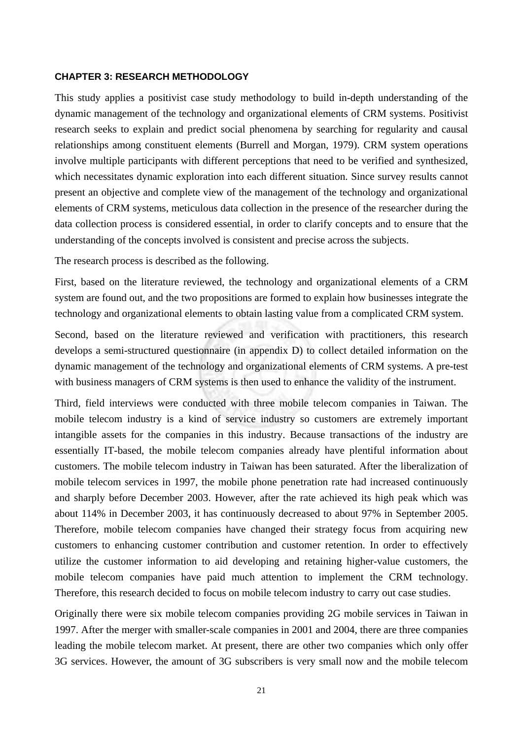## CHAPTER 3: RESEARCH METHODOLOGY

This study applies a positivist case study methodology to build in-depth understanding of the dynamic management of the technology and organizational elements of CRM systems. Positivist research seeks to explain and predict social phenomena by searching for regularity and causal relationships among constituent elements (Burrell and Morgan, 1979). CRM system operations involve multiple participants with different perceptions that need to be verified and synthesized, which necessitates dynamic exploration into each different situation. Since survey results cannot present an objective and complete view of the management of the technology and organizational elements of CRM systems, meticulous data collection in the presence of the researcher during the data collection process is considered essential, in order to clarify concepts and to ensure that the understanding of the concepts involved is consistent and precise across the subjects.

The research process is described as the following.

First, based on the literature reviewed, the technology and organizational elements of a CRM system are found out, and the two propositions are formed to explain how businesses integrate the technology and organizational elements to obtain lasting value from a complicated CRM system.

Second, based on the literature reviewed and verification with practitioners, this research develops a semi-structured questionnaire (in appendix D) to collect detailed information on the dynamic management of the technology and organizational elements of CRM systems. A pre-test with business managers of CRM systems is then used to enhance the validity of the instrument.

Third, field interviews were conducted with three mobile telecom companies in Taiwan. The mobile telecom industry is a kind of service industry so customers are extremely important intangible assets for the companies in this industry. Because transactions of the industry are essentially IT-based, the mobile telecom companies already have plentiful information about customers. The mobile telecom industry in Taiwan has been saturated. After the liberalization of mobile telecom services in 1997, the mobile phone penetration rate had increased continuously and sharply before December 2003. However, after the rate achieved its high peak which was about 114% in December 2003, it has continuously decreased to about 97% in September 2005. Therefore, mobile telecom companies have changed their strategy focus from acquiring new customers to enhancing customer contribution and customer retention. In order to effectively utilize the customer information to aid developing and retaining higher-value customers, the mobile telecom companies have paid much attention to implement the CRM technology. Therefore, this research decided to focus on mobile telecom industry to carry out case studies.

Originally there were six mobile telecom companies providing 2G mobile services in Taiwan in 1997. After the merger with smaller-scale companies in 2001 and 2004, there are three companies leading the mobile telecom market. At present, there are other two companies which only offer 3G services. However, the amount of 3G subscribers is very small now and the mobile telecom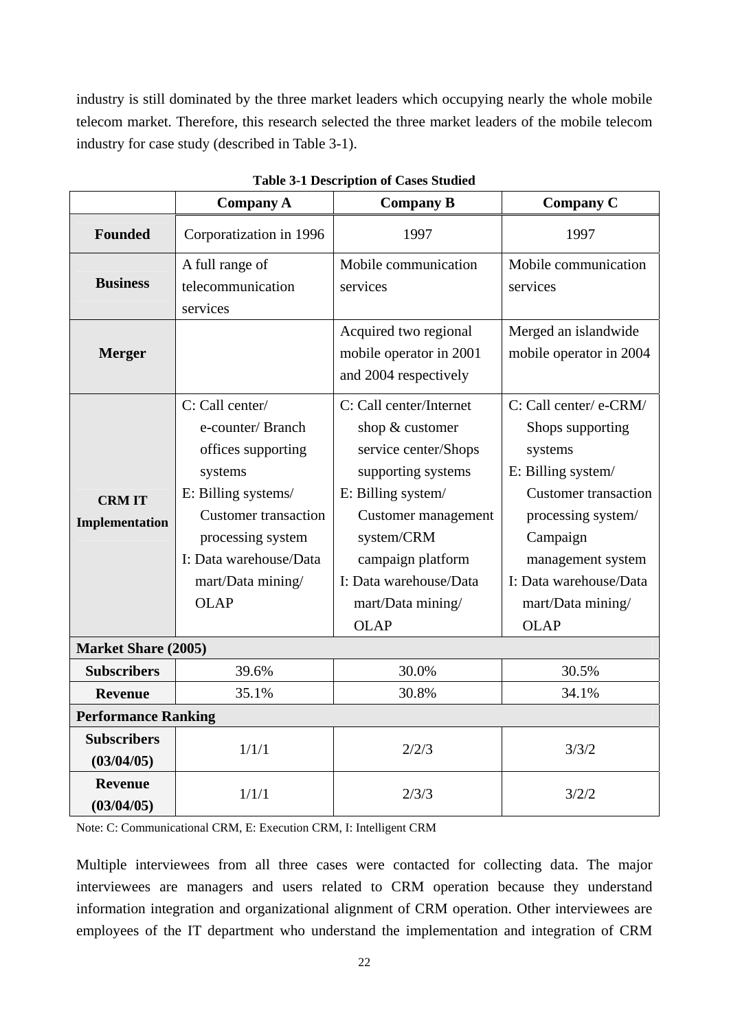industry is still dominated by the three market leaders which occupying nearly the whole mobile telecom market. Therefore, this research selected the three market leaders of the mobile telecom industry for case study (described in Table 3-1).

**Table 3-1 Description of Cases Studied**

| | Company A | Company B | Company C |
|---|---|---|---|
| **Founded** | Corporatization in 1996 | 1997 | 1997 |
| **Business** | A full range of telecommunication services | Mobile communication services | Mobile communication services |
| **Merger** | | Acquired two regional mobile operator in 2001 and 2004 respectively | Merged an islandwide mobile operator in 2004 |
| **CRM IT Implementation** | C: Call center/ e-counter/ Branch offices supporting systems<br>E: Billing systems/ Customer transaction processing system<br>I: Data warehouse/Data mart/Data mining/ OLAP | C: Call center/Internet shop & customer service center/Shops supporting systems<br>E: Billing system/ Customer management system/CRM campaign platform<br>I: Data warehouse/Data mart/Data mining/ OLAP | C: Call center/ e-CRM/ Shops supporting systems<br>E: Billing system/ Customer transaction processing system/ Campaign management system<br>I: Data warehouse/Data mart/Data mining/ OLAP |
| **Market Share (2005)** | | | |
| **Subscribers** | 39.6% | 30.0% | 30.5% |
| **Revenue** | 35.1% | 30.8% | 34.1% |
| **Performance Ranking** | | | |
| **Subscribers (03/04/05)** | 1/1/1 | 2/2/3 | 3/3/2 |
| **Revenue (03/04/05)** | 1/1/1 | 2/3/3 | 3/2/2 |

Note: C: Communicational CRM, E: Execution CRM, I: Intelligent CRM

Multiple interviewees from all three cases were contacted for collecting data. The major interviewees are managers and users related to CRM operation because they understand information integration and organizational alignment of CRM operation. Other interviewees are employees of the IT department who understand the implementation and integration of CRM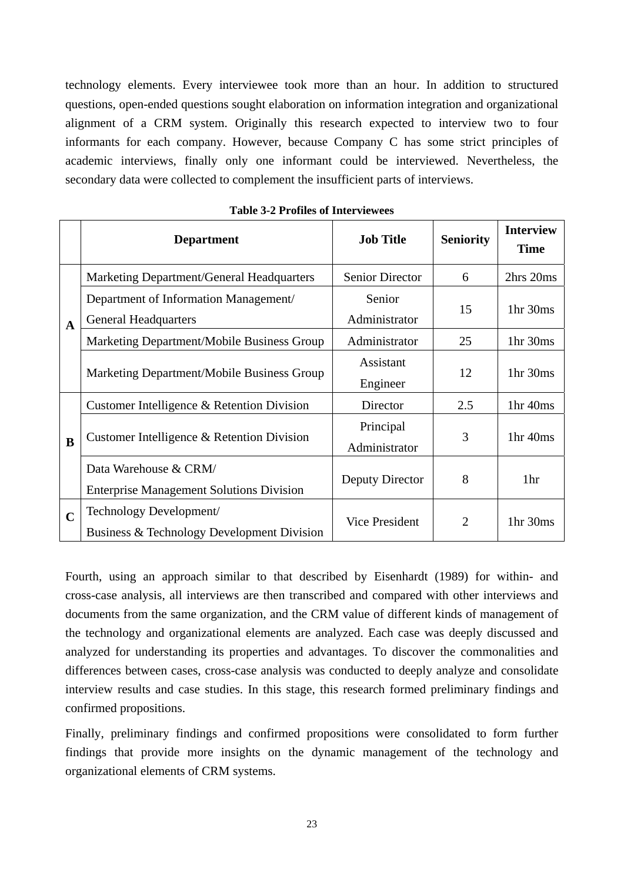technology elements. Every interviewee took more than an hour. In addition to structured questions, open-ended questions sought elaboration on information integration and organizational alignment of a CRM system. Originally this research expected to interview two to four informants for each company. However, because Company C has some strict principles of academic interviews, finally only one informant could be interviewed. Nevertheless, the secondary data were collected to complement the insufficient parts of interviews.

**Table 3-2 Profiles of Interviewees**

| | Department | Job Title | Seniority | Interview Time |
|---|---|---|---|---|
| **A** | Marketing Department/General Headquarters | Senior Director | 6 | 2hrs 20ms |
| | Department of Information Management/ General Headquarters | Senior Administrator | 15 | 1hr 30ms |
| | Marketing Department/Mobile Business Group | Administrator | 25 | 1hr 30ms |
| | Marketing Department/Mobile Business Group | Assistant Engineer | 12 | 1hr 30ms |
| **B** | Customer Intelligence & Retention Division | Director | 2.5 | 1hr 40ms |
| | Customer Intelligence & Retention Division | Principal Administrator | 3 | 1hr 40ms |
| | Data Warehouse & CRM/ Enterprise Management Solutions Division | Deputy Director | 8 | 1hr |
| **C** | Technology Development/ Business & Technology Development Division | Vice President | 2 | 1hr 30ms |

Fourth, using an approach similar to that described by Eisenhardt (1989) for within- and cross-case analysis, all interviews are then transcribed and compared with other interviews and documents from the same organization, and the CRM value of different kinds of management of the technology and organizational elements are analyzed. Each case was deeply discussed and analyzed for understanding its properties and advantages. To discover the commonalities and differences between cases, cross-case analysis was conducted to deeply analyze and consolidate interview results and case studies. In this stage, this research formed preliminary findings and confirmed propositions.

Finally, preliminary findings and confirmed propositions were consolidated to form further findings that provide more insights on the dynamic management of the technology and organizational elements of CRM systems.